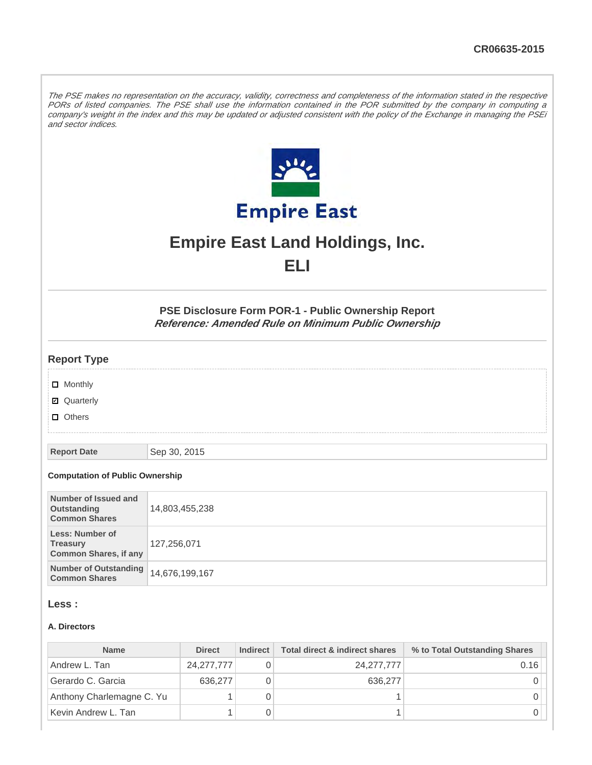CR06635-2015

*The PSE makes no representation on the accuracy, validity, correctness and completeness of the information stated in the respective PORs of listed companies. The PSE shall use the information contained in the POR submitted by the company in computing a company's weight in the index and this may be updated or adjusted consistent with the policy of the Exchange in managing the PSEi and sector indices.*

# Empire East Land Holdings, Inc.

# ELI

### PSE Disclosure Form POR-1 - Public Ownership Report

***Reference: Amended Rule on Minimum Public Ownership***

## Report Type

- ☐ Monthly
- ☑ Quarterly
- ☐ Others

| Report Date | Sep 30, 2015 |
|---|---|

#### Computation of Public Ownership

| Number of Issued and Outstanding Common Shares | 14,803,455,238 |
|---|---|
| Less: Number of Treasury Common Shares, if any | 127,256,071 |
| Number of Outstanding Common Shares | 14,676,199,167 |

## Less :

#### A. Directors

| Name | Direct | Indirect | Total direct & indirect shares | % to Total Outstanding Shares |
|---|---|---|---|---|
| Andrew L. Tan | 24,277,777 | 0 | 24,277,777 | 0.16 |
| Gerardo C. Garcia | 636,277 | 0 | 636,277 | 0 |
| Anthony Charlemagne C. Yu | 1 | 0 | 1 | 0 |
| Kevin Andrew L. Tan | 1 | 0 | 1 | 0 |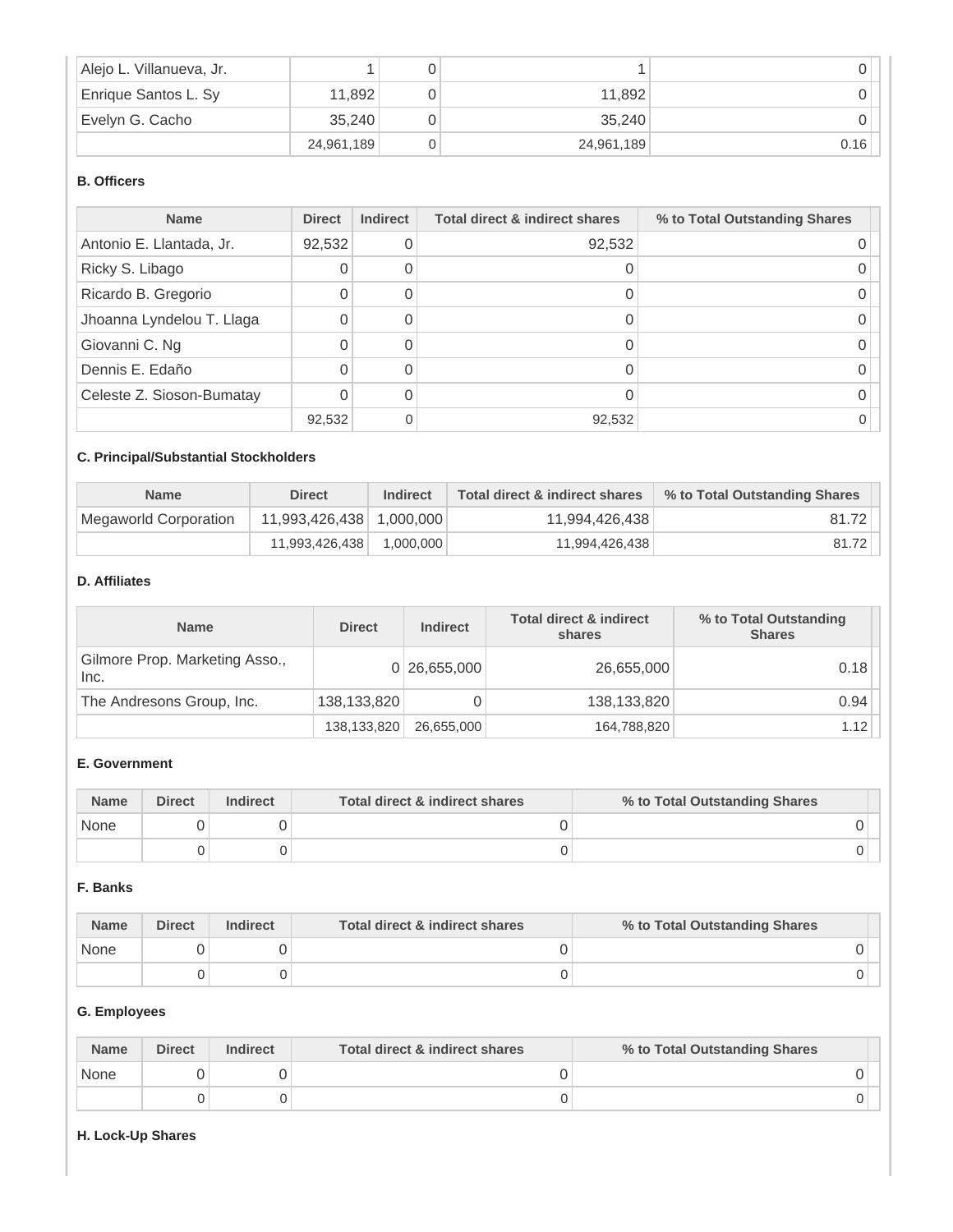| | | | | |
|---|---|---|---|---|
| Alejo L. Villanueva, Jr. | 1 | 0 | 1 | 0 |
| Enrique Santos L. Sy | 11,892 | 0 | 11,892 | 0 |
| Evelyn G. Cacho | 35,240 | 0 | 35,240 | 0 |
| | 24,961,189 | 0 | 24,961,189 | 0.16 |

**B. Officers**

| Name | Direct | Indirect | Total direct & indirect shares | % to Total Outstanding Shares |
|---|---|---|---|---|
| Antonio E. Llantada, Jr. | 92,532 | 0 | 92,532 | 0 |
| Ricky S. Libago | 0 | 0 | 0 | 0 |
| Ricardo B. Gregorio | 0 | 0 | 0 | 0 |
| Jhoanna Lyndelou T. Llaga | 0 | 0 | 0 | 0 |
| Giovanni C. Ng | 0 | 0 | 0 | 0 |
| Dennis E. Edaño | 0 | 0 | 0 | 0 |
| Celeste Z. Sioson-Bumatay | 0 | 0 | 0 | 0 |
| | 92,532 | 0 | 92,532 | 0 |

**C. Principal/Substantial Stockholders**

| Name | Direct | Indirect | Total direct & indirect shares | % to Total Outstanding Shares |
|---|---|---|---|---|
| Megaworld Corporation | 11,993,426,438 | 1,000,000 | 11,994,426,438 | 81.72 |
| | 11,993,426,438 | 1,000,000 | 11,994,426,438 | 81.72 |

**D. Affiliates**

| Name | Direct | Indirect | Total direct & indirect shares | % to Total Outstanding Shares |
|---|---|---|---|---|
| Gilmore Prop. Marketing Asso., Inc. | 0 | 26,655,000 | 26,655,000 | 0.18 |
| The Andresons Group, Inc. | 138,133,820 | 0 | 138,133,820 | 0.94 |
| | 138,133,820 | 26,655,000 | 164,788,820 | 1.12 |

**E. Government**

| Name | Direct | Indirect | Total direct & indirect shares | % to Total Outstanding Shares |
|---|---|---|---|---|
| None | 0 | 0 | 0 | 0 |
| | 0 | 0 | 0 | 0 |

**F. Banks**

| Name | Direct | Indirect | Total direct & indirect shares | % to Total Outstanding Shares |
|---|---|---|---|---|
| None | 0 | 0 | 0 | 0 |
| | 0 | 0 | 0 | 0 |

**G. Employees**

| Name | Direct | Indirect | Total direct & indirect shares | % to Total Outstanding Shares |
|---|---|---|---|---|
| None | 0 | 0 | 0 | 0 |
| | 0 | 0 | 0 | 0 |

**H. Lock-Up Shares**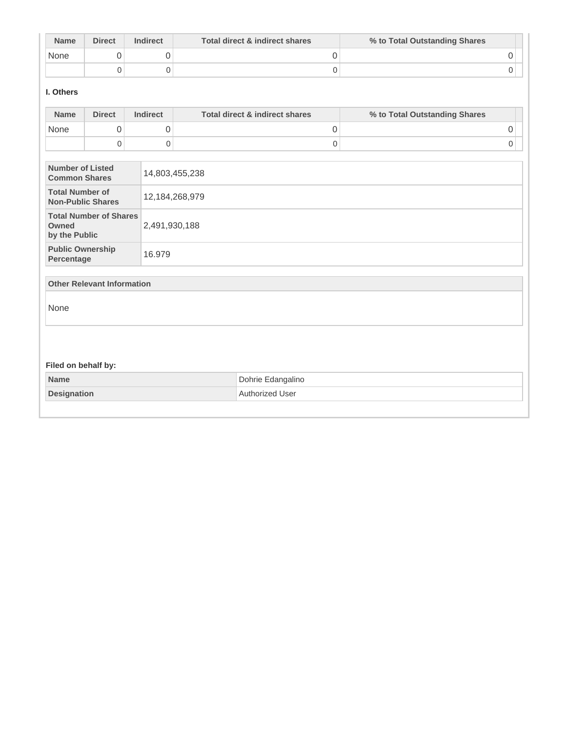| Name | Direct | Indirect | Total direct & indirect shares | % to Total Outstanding Shares |
|---|---|---|---|---|
| None | 0 | 0 | 0 | 0 |
| | 0 | 0 | 0 | 0 |

**I. Others**

| Name | Direct | Indirect | Total direct & indirect shares | % to Total Outstanding Shares |
|---|---|---|---|---|
| None | 0 | 0 | 0 | 0 |
| | 0 | 0 | 0 | 0 |

| | |
|---|---|
| **Number of Listed Common Shares** | 14,803,455,238 |
| **Total Number of Non-Public Shares** | 12,184,268,979 |
| **Total Number of Shares Owned by the Public** | 2,491,930,188 |
| **Public Ownership Percentage** | 16.979 |

| Other Relevant Information |
|---|
| None |

**Filed on behalf by:**

| | |
|---|---|
| **Name** | Dohrie Edangalino |
| **Designation** | Authorized User |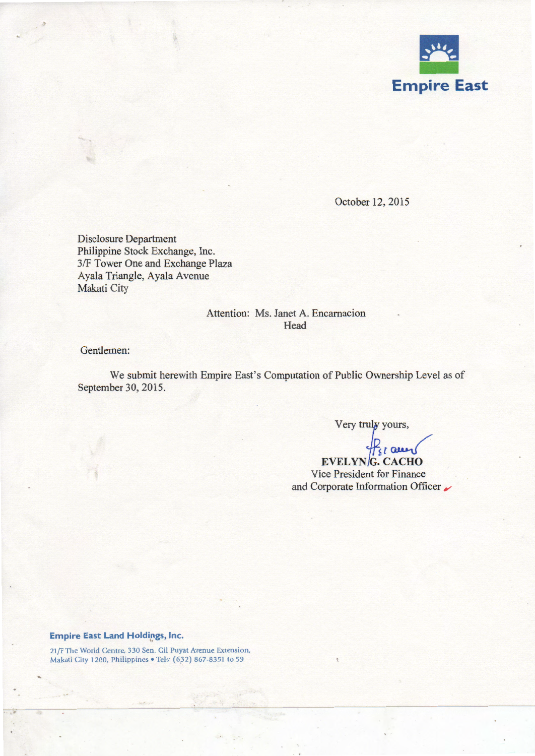Empire East

October 12, 2015

Disclosure Department
Philippine Stock Exchange, Inc.
3/F Tower One and Exchange Plaza
Ayala Triangle, Ayala Avenue
Makati City

Attention: Ms. Janet A. Encarnacion
Head

Gentlemen:

We submit herewith Empire East's Computation of Public Ownership Level as of September 30, 2015.

Very truly yours,

**EVELYN G. CACHO**
Vice President for Finance
and Corporate Information Officer

**Empire East Land Holdings, Inc.**

21/F The World Centre, 330 Sen. Gil Puyat Avenue Extension,
Makati City 1200, Philippines • Tels: (632) 867-8351 to 59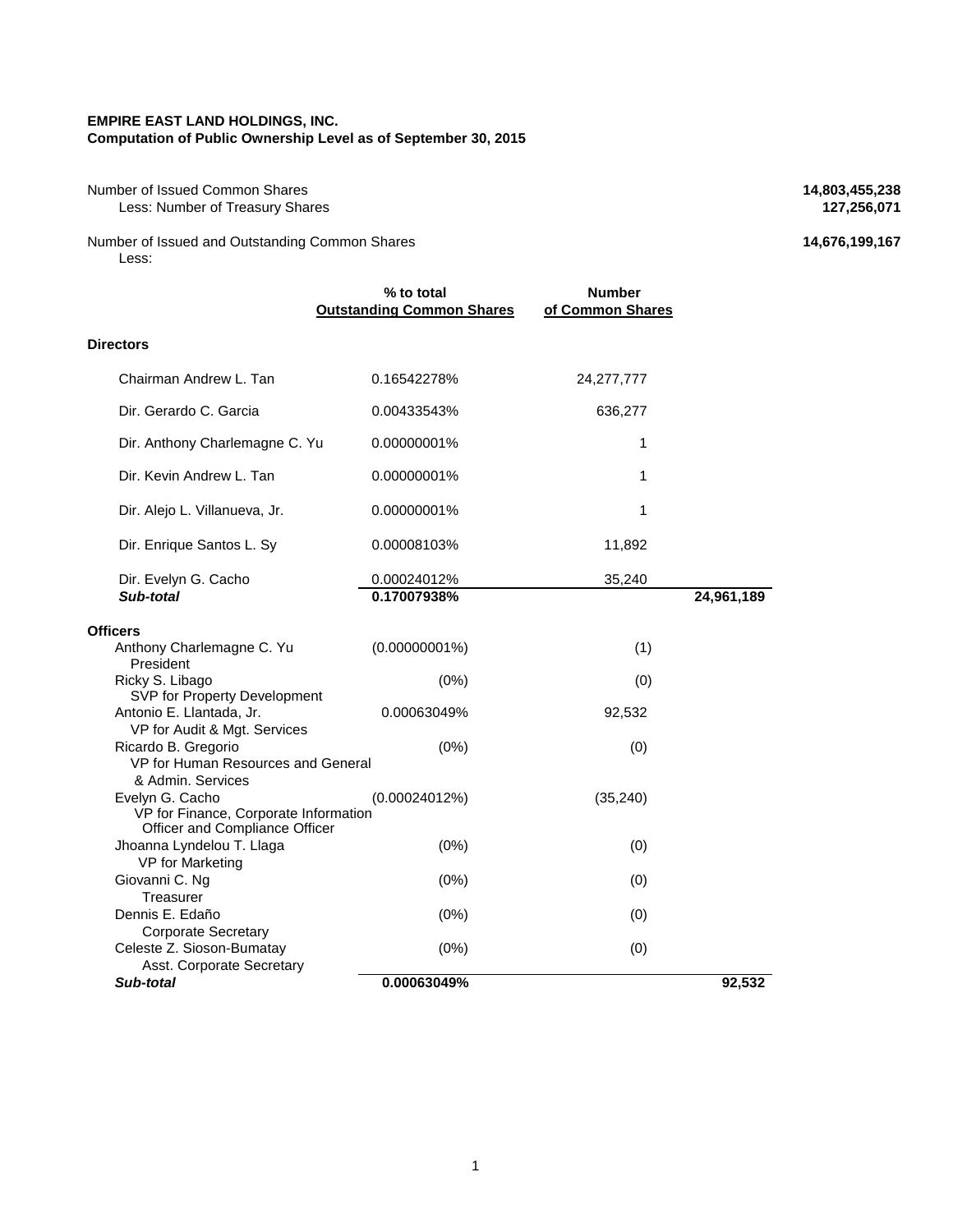**EMPIRE EAST LAND HOLDINGS, INC.**
**Computation of Public Ownership Level as of September 30, 2015**

| | | | | |
|---|---|---|---|---|
| Number of Issued Common Shares | | | | **14,803,455,238** |
| Less: Number of Treasury Shares | | | | **127,256,071** |
| Number of Issued and Outstanding Common Shares | | | | **14,676,199,167** |
| Less: | | | | |

| | % to total Outstanding Common Shares | Number of Common Shares | |
|---|---|---|---|
| **Directors** | | | |
| Chairman Andrew L. Tan | 0.16542278% | 24,277,777 | |
| Dir. Gerardo C. Garcia | 0.00433543% | 636,277 | |
| Dir. Anthony Charlemagne C. Yu | 0.00000001% | 1 | |
| Dir. Kevin Andrew L. Tan | 0.00000001% | 1 | |
| Dir. Alejo L. Villanueva, Jr. | 0.00000001% | 1 | |
| Dir. Enrique Santos L. Sy | 0.00008103% | 11,892 | |
| Dir. Evelyn G. Cacho | 0.00024012% | 35,240 | |
| ***Sub-total*** | **0.17007938%** | | **24,961,189** |
| **Officers** | | | |
| Anthony Charlemagne C. Yu<br>President | (0.00000001%) | (1) | |
| Ricky S. Libago<br>SVP for Property Development | (0%) | (0) | |
| Antonio E. Llantada, Jr.<br>VP for Audit & Mgt. Services | 0.00063049% | 92,532 | |
| Ricardo B. Gregorio<br>VP for Human Resources and General & Admin. Services | (0%) | (0) | |
| Evelyn G. Cacho<br>VP for Finance, Corporate Information Officer and Compliance Officer | (0.00024012%) | (35,240) | |
| Jhoanna Lyndelou T. Llaga<br>VP for Marketing | (0%) | (0) | |
| Giovanni C. Ng<br>Treasurer | (0%) | (0) | |
| Dennis E. Edaño<br>Corporate Secretary | (0%) | (0) | |
| Celeste Z. Sioson-Bumatay<br>Asst. Corporate Secretary | (0%) | (0) | |
| ***Sub-total*** | **0.00063049%** | | **92,532** |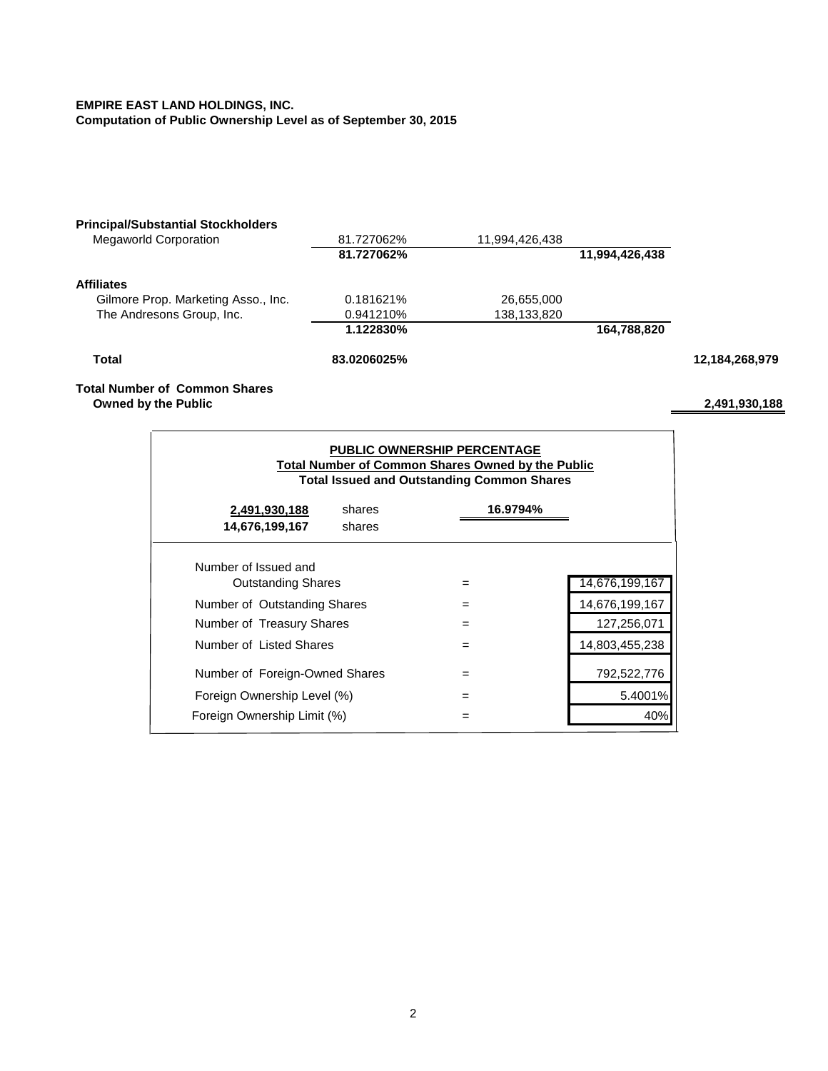**EMPIRE EAST LAND HOLDINGS, INC.**
**Computation of Public Ownership Level as of September 30, 2015**

| | | | | |
|---|---|---|---|---|
| **Principal/Substantial Stockholders** | | | | |
| Megaworld Corporation | 81.727062% | 11,994,426,438 | | |
| | **81.727062%** | | **11,994,426,438** | |
| **Affiliates** | | | | |
| Gilmore Prop. Marketing Asso., Inc. | 0.181621% | 26,655,000 | | |
| The Andresons Group, Inc. | 0.941210% | 138,133,820 | | |
| | **1.122830%** | | **164,788,820** | |
| **Total** | **83.0206025%** | | | **12,184,268,979** |
| **Total Number of Common Shares Owned by the Public** | | | | **2,491,930,188** |

**PUBLIC OWNERSHIP PERCENTAGE**

**Total Number of Common Shares Owned by the Public**
**Total Issued and Outstanding Common Shares**

| | | |
|---|---|---|
| **2,491,930,188** | shares | **16.9794%** |
| **14,676,199,167** | shares | |

| | | |
|---|---|---|
| Number of Issued and Outstanding Shares | = | 14,676,199,167 |
| Number of Outstanding Shares | = | 14,676,199,167 |
| Number of Treasury Shares | = | 127,256,071 |
| Number of Listed Shares | = | 14,803,455,238 |
| Number of Foreign-Owned Shares | = | 792,522,776 |
| Foreign Ownership Level (%) | = | 5.4001% |
| Foreign Ownership Limit (%) | = | 40% |